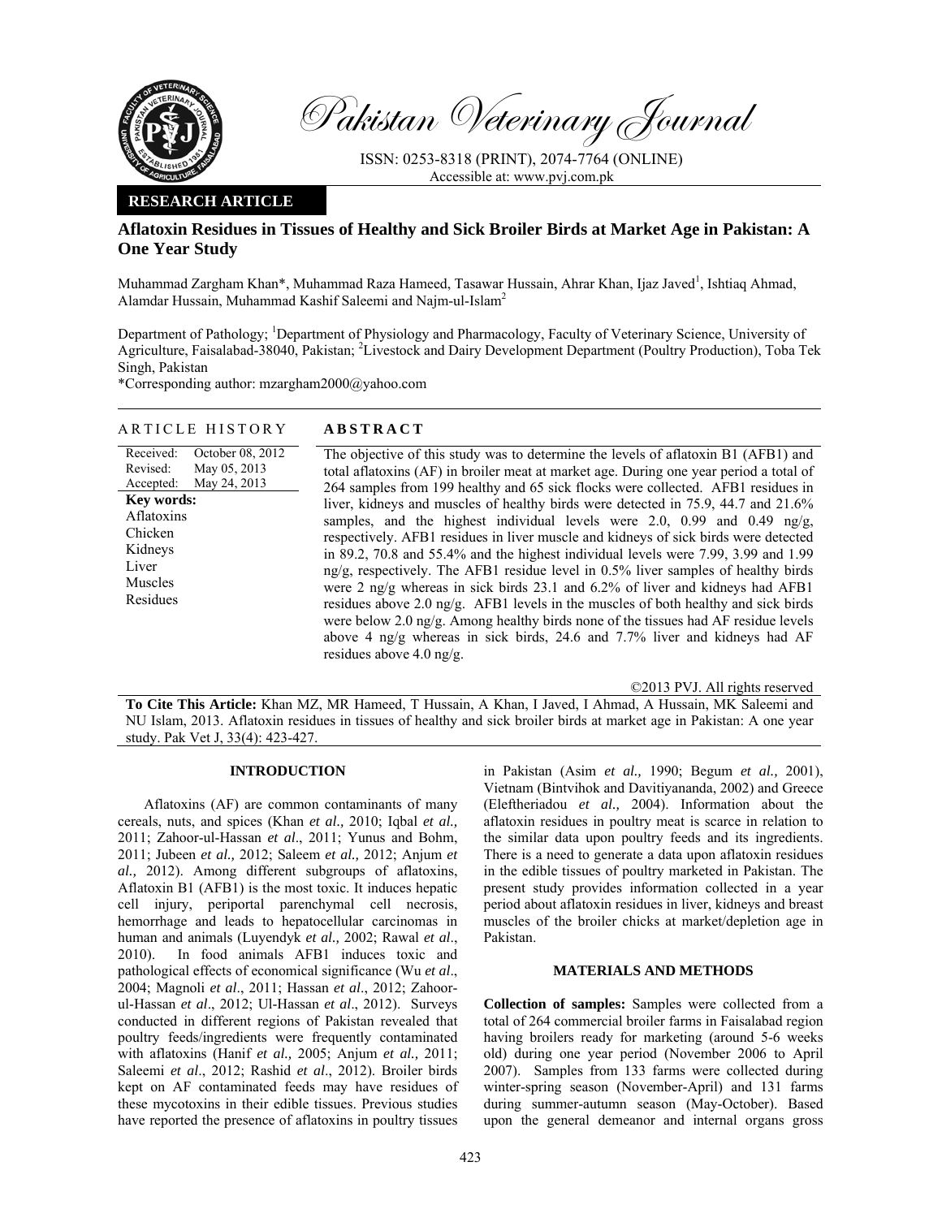Pakistan Veterinary Journal

ISSN: 0253-8318 (PRINT), 2074-7764 (ONLINE)
Accessible at: www.pvj.com.pk

**RESEARCH ARTICLE**

# Aflatoxin Residues in Tissues of Healthy and Sick Broiler Birds at Market Age in Pakistan: A One Year Study

Muhammad Zargham Khan\*, Muhammad Raza Hameed, Tasawar Hussain, Ahrar Khan, Ijaz Javed[1], Ishtiaq Ahmad, Alamdar Hussain, Muhammad Kashif Saleemi and Najm-ul-Islam[2]

Department of Pathology; [1]Department of Physiology and Pharmacology, Faculty of Veterinary Science, University of Agriculture, Faisalabad-38040, Pakistan; [2]Livestock and Dairy Development Department (Poultry Production), Toba Tek Singh, Pakistan

\*Corresponding author: mzargham2000@yahoo.com

## ARTICLE HISTORY

Received: October 08, 2012
Revised: May 05, 2013
Accepted: May 24, 2013

**Key words:**
Aflatoxins
Chicken
Kidneys
Liver
Muscles
Residues

## ABSTRACT

The objective of this study was to determine the levels of aflatoxin B1 (AFB1) and total aflatoxins (AF) in broiler meat at market age. During one year period a total of 264 samples from 199 healthy and 65 sick flocks were collected. AFB1 residues in liver, kidneys and muscles of healthy birds were detected in 75.9, 44.7 and 21.6% samples, and the highest individual levels were 2.0, 0.99 and 0.49 ng/g, respectively. AFB1 residues in liver muscle and kidneys of sick birds were detected in 89.2, 70.8 and 55.4% and the highest individual levels were 7.99, 3.99 and 1.99 ng/g, respectively. The AFB1 residue level in 0.5% liver samples of healthy birds were 2 ng/g whereas in sick birds 23.1 and 6.2% of liver and kidneys had AFB1 residues above 2.0 ng/g. AFB1 levels in the muscles of both healthy and sick birds were below 2.0 ng/g. Among healthy birds none of the tissues had AF residue levels above 4 ng/g whereas in sick birds, 24.6 and 7.7% liver and kidneys had AF residues above 4.0 ng/g.

©2013 PVJ. All rights reserved

**To Cite This Article:** Khan MZ, MR Hameed, T Hussain, A Khan, I Javed, I Ahmad, A Hussain, MK Saleemi and NU Islam, 2013. Aflatoxin residues in tissues of healthy and sick broiler birds at market age in Pakistan: A one year study. Pak Vet J, 33(4): 423-427.

## INTRODUCTION

Aflatoxins (AF) are common contaminants of many cereals, nuts, and spices (Khan *et al.,* 2010; Iqbal *et al.,* 2011; Zahoor-ul-Hassan *et al*., 2011; Yunus and Bohm, 2011; Jubeen *et al.,* 2012; Saleem *et al.,* 2012; Anjum *et al.,* 2012). Among different subgroups of aflatoxins, Aflatoxin B1 (AFB1) is the most toxic. It induces hepatic cell injury, periportal parenchymal cell necrosis, hemorrhage and leads to hepatocellular carcinomas in human and animals (Luyendyk *et al.,* 2002; Rawal *et al*., 2010). In food animals AFB1 induces toxic and pathological effects of economical significance (Wu *et al*., 2004; Magnoli *et al*., 2011; Hassan *et al*., 2012; Zahoor-ul-Hassan *et al*., 2012; Ul-Hassan *et al*., 2012). Surveys conducted in different regions of Pakistan revealed that poultry feeds/ingredients were frequently contaminated with aflatoxins (Hanif *et al.,* 2005; Anjum *et al.,* 2011; Saleemi *et al*., 2012; Rashid *et al*., 2012). Broiler birds kept on AF contaminated feeds may have residues of these mycotoxins in their edible tissues. Previous studies have reported the presence of aflatoxins in poultry tissues in Pakistan (Asim *et al.,* 1990; Begum *et al.,* 2001), Vietnam (Bintvihok and Davitiyananda, 2002) and Greece (Eleftheriadou *et al.,* 2004). Information about the aflatoxin residues in poultry meat is scarce in relation to the similar data upon poultry feeds and its ingredients. There is a need to generate a data upon aflatoxin residues in the edible tissues of poultry marketed in Pakistan. The present study provides information collected in a year period about aflatoxin residues in liver, kidneys and breast muscles of the broiler chicks at market/depletion age in Pakistan.

## MATERIALS AND METHODS

**Collection of samples:** Samples were collected from a total of 264 commercial broiler farms in Faisalabad region having broilers ready for marketing (around 5-6 weeks old) during one year period (November 2006 to April 2007). Samples from 133 farms were collected during winter-spring season (November-April) and 131 farms during summer-autumn season (May-October). Based upon the general demeanor and internal organs gross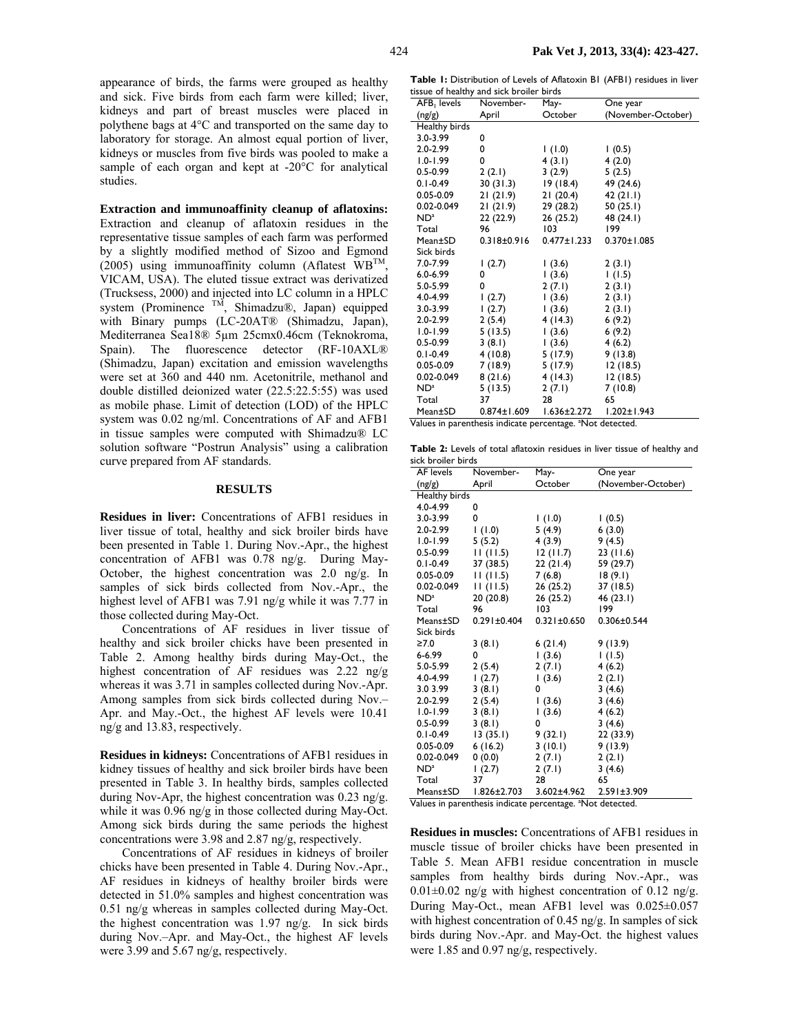appearance of birds, the farms were grouped as healthy and sick. Five birds from each farm were killed; liver, kidneys and part of breast muscles were placed in polythene bags at 4°C and transported on the same day to laboratory for storage. An almost equal portion of liver, kidneys or muscles from five birds was pooled to make a sample of each organ and kept at -20°C for analytical studies.

**Extraction and immunoaffinity cleanup of aflatoxins:** Extraction and cleanup of aflatoxin residues in the representative tissue samples of each farm was performed by a slightly modified method of Sizoo and Egmond (2005) using immunoaffinity column (Aflatest WB™, VICAM, USA). The eluted tissue extract was derivatized (Trucksess, 2000) and injected into LC column in a HPLC system (Prominence ™, Shimadzu®, Japan) equipped with Binary pumps (LC-20AT® (Shimadzu, Japan), Mediterranea Sea18® 5µm 25cmx0.46cm (Teknokroma, Spain). The fluorescence detector (RF-10AXL® (Shimadzu, Japan) excitation and emission wavelengths were set at 360 and 440 nm. Acetonitrile, methanol and double distilled deionized water (22.5:22.5:55) was used as mobile phase. Limit of detection (LOD) of the HPLC system was 0.02 ng/ml. Concentrations of AF and AFB1 in tissue samples were computed with Shimadzu® LC solution software "Postrun Analysis" using a calibration curve prepared from AF standards.

## RESULTS

**Residues in liver:** Concentrations of AFB1 residues in liver tissue of total, healthy and sick broiler birds have been presented in Table 1. During Nov.-Apr., the highest concentration of AFB1 was 0.78 ng/g. During May-October, the highest concentration was 2.0 ng/g. In samples of sick birds collected from Nov.-Apr., the highest level of AFB1 was 7.91 ng/g while it was 7.77 in those collected during May-Oct.

Concentrations of AF residues in liver tissue of healthy and sick broiler chicks have been presented in Table 2. Among healthy birds during May-Oct., the highest concentration of AF residues was 2.22 ng/g whereas it was 3.71 in samples collected during Nov.-Apr. Among samples from sick birds collected during Nov.–Apr. and May.-Oct., the highest AF levels were 10.41 ng/g and 13.83, respectively.

**Residues in kidneys:** Concentrations of AFB1 residues in kidney tissues of healthy and sick broiler birds have been presented in Table 3. In healthy birds, samples collected during Nov-Apr, the highest concentration was 0.23 ng/g. while it was 0.96 ng/g in those collected during May-Oct. Among sick birds during the same periods the highest concentrations were 3.98 and 2.87 ng/g, respectively.

Concentrations of AF residues in kidneys of broiler chicks have been presented in Table 4. During Nov.-Apr., AF residues in kidneys of healthy broiler birds were detected in 51.0% samples and highest concentration was 0.51 ng/g whereas in samples collected during May-Oct. the highest concentration was 1.97 ng/g. In sick birds during Nov.–Apr. and May-Oct., the highest AF levels were 3.99 and 5.67 ng/g, respectively.

**Table 1:** Distribution of Levels of Aflatoxin B1 (AFB1) residues in liver tissue of healthy and sick broiler birds

| $AFB_1$ levels (ng/g) | November-April | May-October | One year (November-October) |
|---|---|---|---|
| Healthy birds | | | |
| 3.0-3.99 | 0 | | |
| 2.0-2.99 | 0 | 1 (1.0) | 1 (0.5) |
| 1.0-1.99 | 0 | 4 (3.1) | 4 (2.0) |
| 0.5-0.99 | 2 (2.1) | 3 (2.9) | 5 (2.5) |
| 0.1-0.49 | 30 (31.3) | 19 (18.4) | 49 (24.6) |
| 0.05-0.09 | 21 (21.9) | 21 (20.4) | 42 (21.1) |
| 0.02-0.049 | 21 (21.9) | 29 (28.2) | 50 (25.1) |
| ND[a] | 22 (22.9) | 26 (25.2) | 48 (24.1) |
| Total | 96 | 103 | 199 |
| Mean±SD | 0.318±0.916 | 0.477±1.233 | 0.370±1.085 |
| Sick birds | | | |
| 7.0-7.99 | 1 (2.7) | 1 (3.6) | 2 (3.1) |
| 6.0-6.99 | 0 | 1 (3.6) | 1 (1.5) |
| 5.0-5.99 | 0 | 2 (7.1) | 2 (3.1) |
| 4.0-4.99 | 1 (2.7) | 1 (3.6) | 2 (3.1) |
| 3.0-3.99 | 1 (2.7) | 1 (3.6) | 2 (3.1) |
| 2.0-2.99 | 2 (5.4) | 4 (14.3) | 6 (9.2) |
| 1.0-1.99 | 5 (13.5) | 1 (3.6) | 6 (9.2) |
| 0.5-0.99 | 3 (8.1) | 1 (3.6) | 4 (6.2) |
| 0.1-0.49 | 4 (10.8) | 5 (17.9) | 9 (13.8) |
| 0.05-0.09 | 7 (18.9) | 5 (17.9) | 12 (18.5) |
| 0.02-0.049 | 8 (21.6) | 4 (14.3) | 12 (18.5) |
| ND[a] | 5 (13.5) | 2 (7.1) | 7 (10.8) |
| Total | 37 | 28 | 65 |
| Mean±SD | 0.874±1.609 | 1.636±2.272 | 1.202±1.943 |

Values in parenthesis indicate percentage. [a]Not detected.

**Table 2:** Levels of total aflatoxin residues in liver tissue of healthy and sick broiler birds

| AF levels (ng/g) | November-April | May-October | One year (November-October) |
|---|---|---|---|
| Healthy birds | | | |
| 4.0-4.99 | 0 | | |
| 3.0-3.99 | 0 | 1 (1.0) | 1 (0.5) |
| 2.0-2.99 | 1 (1.0) | 5 (4.9) | 6 (3.0) |
| 1.0-1.99 | 5 (5.2) | 4 (3.9) | 9 (4.5) |
| 0.5-0.99 | 11 (11.5) | 12 (11.7) | 23 (11.6) |
| 0.1-0.49 | 37 (38.5) | 22 (21.4) | 59 (29.7) |
| 0.05-0.09 | 11 (11.5) | 7 (6.8) | 18 (9.1) |
| 0.02-0.049 | 11 (11.5) | 26 (25.2) | 37 (18.5) |
| ND[a] | 20 (20.8) | 26 (25.2) | 46 (23.1) |
| Total | 96 | 103 | 199 |
| Means±SD | 0.291±0.404 | 0.321±0.650 | 0.306±0.544 |
| Sick birds | | | |
| ≥7.0 | 3 (8.1) | 6 (21.4) | 9 (13.9) |
| 6-6.99 | 0 | 1 (3.6) | 1 (1.5) |
| 5.0-5.99 | 2 (5.4) | 2 (7.1) | 4 (6.2) |
| 4.0-4.99 | 1 (2.7) | 1 (3.6) | 2 (2.1) |
| 3.0 3.99 | 3 (8.1) | 0 | 3 (4.6) |
| 2.0-2.99 | 2 (5.4) | 1 (3.6) | 3 (4.6) |
| 1.0-1.99 | 3 (8.1) | 1 (3.6) | 4 (6.2) |
| 0.5-0.99 | 3 (8.1) | 0 | 3 (4.6) |
| 0.1-0.49 | 13 (35.1) | 9 (32.1) | 22 (33.9) |
| 0.05-0.09 | 6 (16.2) | 3 (10.1) | 9 (13.9) |
| 0.02-0.049 | 0 (0.0) | 2 (7.1) | 2 (2.1) |
| ND[a] | 1 (2.7) | 2 (7.1) | 3 (4.6) |
| Total | 37 | 28 | 65 |
| Means±SD | 1.826±2.703 | 3.602±4.962 | 2.591±3.909 |

Values in parenthesis indicate percentage. [a]Not detected.

**Residues in muscles:** Concentrations of AFB1 residues in muscle tissue of broiler chicks have been presented in Table 5. Mean AFB1 residue concentration in muscle samples from healthy birds during Nov.-Apr., was 0.01±0.02 ng/g with highest concentration of 0.12 ng/g. During May-Oct., mean AFB1 level was 0.025±0.057 with highest concentration of 0.45 ng/g. In samples of sick birds during Nov.-Apr. and May-Oct. the highest values were 1.85 and 0.97 ng/g, respectively.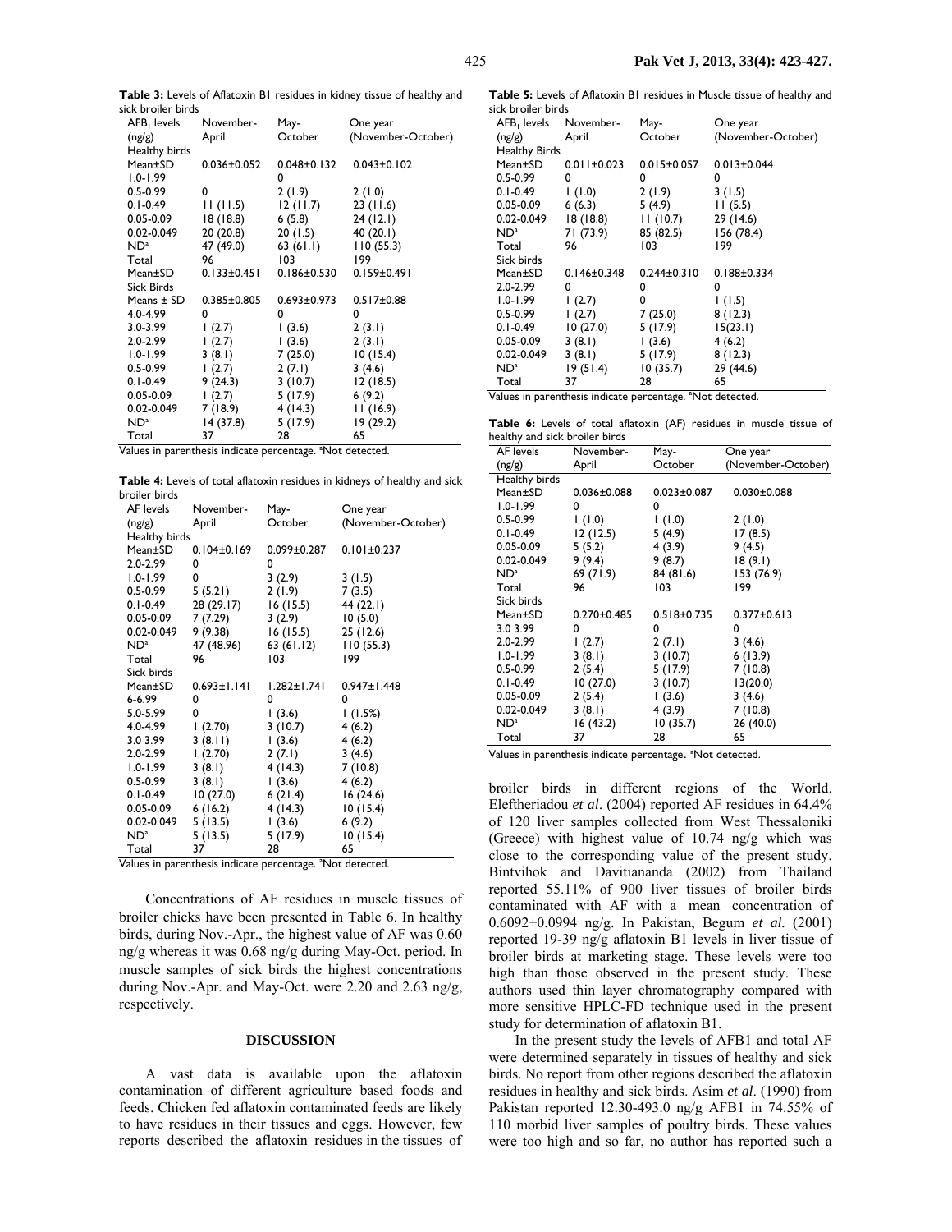**Table 3:** Levels of Aflatoxin B1 residues in kidney tissue of healthy and sick broiler birds

| $AFB_1$ levels (ng/g) | November-April | May-October | One year (November-October) |
|---|---|---|---|
| Healthy birds | | | |
| Mean±SD | 0.036±0.052 | 0.048±0.132 | 0.043±0.102 |
| 1.0-1.99 | | 0 | |
| 0.5-0.99 | 0 | 2 (1.9) | 2 (1.0) |
| 0.1-0.49 | 11 (11.5) | 12 (11.7) | 23 (11.6) |
| 0.05-0.09 | 18 (18.8) | 6 (5.8) | 24 (12.1) |
| 0.02-0.049 | 20 (20.8) | 20 (1.5) | 40 (20.1) |
| ND[a] | 47 (49.0) | 63 (61.1) | 110 (55.3) |
| Total | 96 | 103 | 199 |
| Mean±SD | 0.133±0.451 | 0.186±0.530 | 0.159±0.491 |
| Sick Birds | | | |
| Means ± SD | 0.385±0.805 | 0.693±0.973 | 0.517±0.88 |
| 4.0-4.99 | 0 | 0 | 0 |
| 3.0-3.99 | 1 (2.7) | 1 (3.6) | 2 (3.1) |
| 2.0-2.99 | 1 (2.7) | 1 (3.6) | 2 (3.1) |
| 1.0-1.99 | 3 (8.1) | 7 (25.0) | 10 (15.4) |
| 0.5-0.99 | 1 (2.7) | 2 (7.1) | 3 (4.6) |
| 0.1-0.49 | 9 (24.3) | 3 (10.7) | 12 (18.5) |
| 0.05-0.09 | 1 (2.7) | 5 (17.9) | 6 (9.2) |
| 0.02-0.049 | 7 (18.9) | 4 (14.3) | 11 (16.9) |
| ND[a] | 14 (37.8) | 5 (17.9) | 19 (29.2) |
| Total | 37 | 28 | 65 |

Values in parenthesis indicate percentage. [a]Not detected.

**Table 4:** Levels of total aflatoxin residues in kidneys of healthy and sick broiler birds

| AF levels (ng/g) | November-April | May-October | One year (November-October) |
|---|---|---|---|
| Healthy birds | | | |
| Mean±SD | 0.104±0.169 | 0.099±0.287 | 0.101±0.237 |
| 2.0-2.99 | 0 | 0 | |
| 1.0-1.99 | 0 | 3 (2.9) | 3 (1.5) |
| 0.5-0.99 | 5 (5.21) | 2 (1.9) | 7 (3.5) |
| 0.1-0.49 | 28 (29.17) | 16 (15.5) | 44 (22.1) |
| 0.05-0.09 | 7 (7.29) | 3 (2.9) | 10 (5.0) |
| 0.02-0.049 | 9 (9.38) | 16 (15.5) | 25 (12.6) |
| ND[a] | 47 (48.96) | 63 (61.12) | 110 (55.3) |
| Total | 96 | 103 | 199 |
| Sick birds | | | |
| Mean±SD | 0.693±1.141 | 1.282±1.741 | 0.947±1.448 |
| 6-6.99 | 0 | 0 | 0 |
| 5.0-5.99 | 0 | 1 (3.6) | 1 (1.5%) |
| 4.0-4.99 | 1 (2.70) | 3 (10.7) | 4 (6.2) |
| 3.0 3.99 | 3 (8.11) | 1 (3.6) | 4 (6.2) |
| 2.0-2.99 | 1 (2.70) | 2 (7.1) | 3 (4.6) |
| 1.0-1.99 | 3 (8.1) | 4 (14.3) | 7 (10.8) |
| 0.5-0.99 | 3 (8.1) | 1 (3.6) | 4 (6.2) |
| 0.1-0.49 | 10 (27.0) | 6 (21.4) | 16 (24.6) |
| 0.05-0.09 | 6 (16.2) | 4 (14.3) | 10 (15.4) |
| 0.02-0.049 | 5 (13.5) | 1 (3.6) | 6 (9.2) |
| ND[a] | 5 (13.5) | 5 (17.9) | 10 (15.4) |
| Total | 37 | 28 | 65 |

Values in parenthesis indicate percentage. [a]Not detected.

Concentrations of AF residues in muscle tissues of broiler chicks have been presented in Table 6. In healthy birds, during Nov.-Apr., the highest value of AF was 0.60 ng/g whereas it was 0.68 ng/g during May-Oct. period. In muscle samples of sick birds the highest concentrations during Nov.-Apr. and May-Oct. were 2.20 and 2.63 ng/g, respectively.

## DISCUSSION

A vast data is available upon the aflatoxin contamination of different agriculture based foods and feeds. Chicken fed aflatoxin contaminated feeds are likely to have residues in their tissues and eggs. However, few reports described the aflatoxin residues in the tissues of broiler birds in different regions of the World. Eleftheriadou *et al*. (2004) reported AF residues in 64.4% of 120 liver samples collected from West Thessaloniki (Greece) with highest value of 10.74 ng/g which was close to the corresponding value of the present study. Bintvihok and Davitiananda (2002) from Thailand reported 55.11% of 900 liver tissues of broiler birds contaminated with AF with a mean concentration of 0.6092±0.0994 ng/g. In Pakistan, Begum *et al.* (2001) reported 19-39 ng/g aflatoxin B1 levels in liver tissue of broiler birds at marketing stage. These levels were too high than those observed in the present study. These authors used thin layer chromatography compared with more sensitive HPLC-FD technique used in the present study for determination of aflatoxin B1.

In the present study the levels of AFB1 and total AF were determined separately in tissues of healthy and sick birds. No report from other regions described the aflatoxin residues in healthy and sick birds. Asim *et al*. (1990) from Pakistan reported 12.30-493.0 ng/g AFB1 in 74.55% of 110 morbid liver samples of poultry birds. These values were too high and so far, no author has reported such a

**Table 5:** Levels of Aflatoxin B1 residues in Muscle tissue of healthy and sick broiler birds

| $AFB_1$ levels (ng/g) | November-April | May-October | One year (November-October) |
|---|---|---|---|
| Healthy Birds | | | |
| Mean±SD | 0.011±0.023 | 0.015±0.057 | 0.013±0.044 |
| 0.5-0.99 | 0 | 0 | 0 |
| 0.1-0.49 | 1 (1.0) | 2 (1.9) | 3 (1.5) |
| 0.05-0.09 | 6 (6.3) | 5 (4.9) | 11 (5.5) |
| 0.02-0.049 | 18 (18.8) | 11 (10.7) | 29 (14.6) |
| ND[a] | 71 (73.9) | 85 (82.5) | 156 (78.4) |
| Total | 96 | 103 | 199 |
| Sick birds | | | |
| Mean±SD | 0.146±0.348 | 0.244±0.310 | 0.188±0.334 |
| 2.0-2.99 | 0 | 0 | 0 |
| 1.0-1.99 | 1 (2.7) | 0 | 1 (1.5) |
| 0.5-0.99 | 1 (2.7) | 7 (25.0) | 8 (12.3) |
| 0.1-0.49 | 10 (27.0) | 5 (17.9) | 15(23.1) |
| 0.05-0.09 | 3 (8.1) | 1 (3.6) | 4 (6.2) |
| 0.02-0.049 | 3 (8.1) | 5 (17.9) | 8 (12.3) |
| ND[a] | 19 (51.4) | 10 (35.7) | 29 (44.6) |
| Total | 37 | 28 | 65 |

Values in parenthesis indicate percentage. [a]Not detected.

**Table 6:** Levels of total aflatoxin (AF) residues in muscle tissue of healthy and sick broiler birds

| AF levels (ng/g) | November-April | May-October | One year (November-October) |
|---|---|---|---|
| Healthy birds | | | |
| Mean±SD | 0.036±0.088 | 0.023±0.087 | 0.030±0.088 |
| 1.0-1.99 | 0 | 0 | |
| 0.5-0.99 | 1 (1.0) | 1 (1.0) | 2 (1.0) |
| 0.1-0.49 | 12 (12.5) | 5 (4.9) | 17 (8.5) |
| 0.05-0.09 | 5 (5.2) | 4 (3.9) | 9 (4.5) |
| 0.02-0.049 | 9 (9.4) | 9 (8.7) | 18 (9.1) |
| ND[a] | 69 (71.9) | 84 (81.6) | 153 (76.9) |
| Total | 96 | 103 | 199 |
| Sick birds | | | |
| Mean±SD | 0.270±0.485 | 0.518±0.735 | 0.377±0.613 |
| 3.0 3.99 | 0 | 0 | 0 |
| 2.0-2.99 | 1 (2.7) | 2 (7.1) | 3 (4.6) |
| 1.0-1.99 | 3 (8.1) | 3 (10.7) | 6 (13.9) |
| 0.5-0.99 | 2 (5.4) | 5 (17.9) | 7 (10.8) |
| 0.1-0.49 | 10 (27.0) | 3 (10.7) | 13(20.0) |
| 0.05-0.09 | 2 (5.4) | 1 (3.6) | 3 (4.6) |
| 0.02-0.049 | 3 (8.1) | 4 (3.9) | 7 (10.8) |
| ND[a] | 16 (43.2) | 10 (35.7) | 26 (40.0) |
| Total | 37 | 28 | 65 |

Values in parenthesis indicate percentage. [a]Not detected.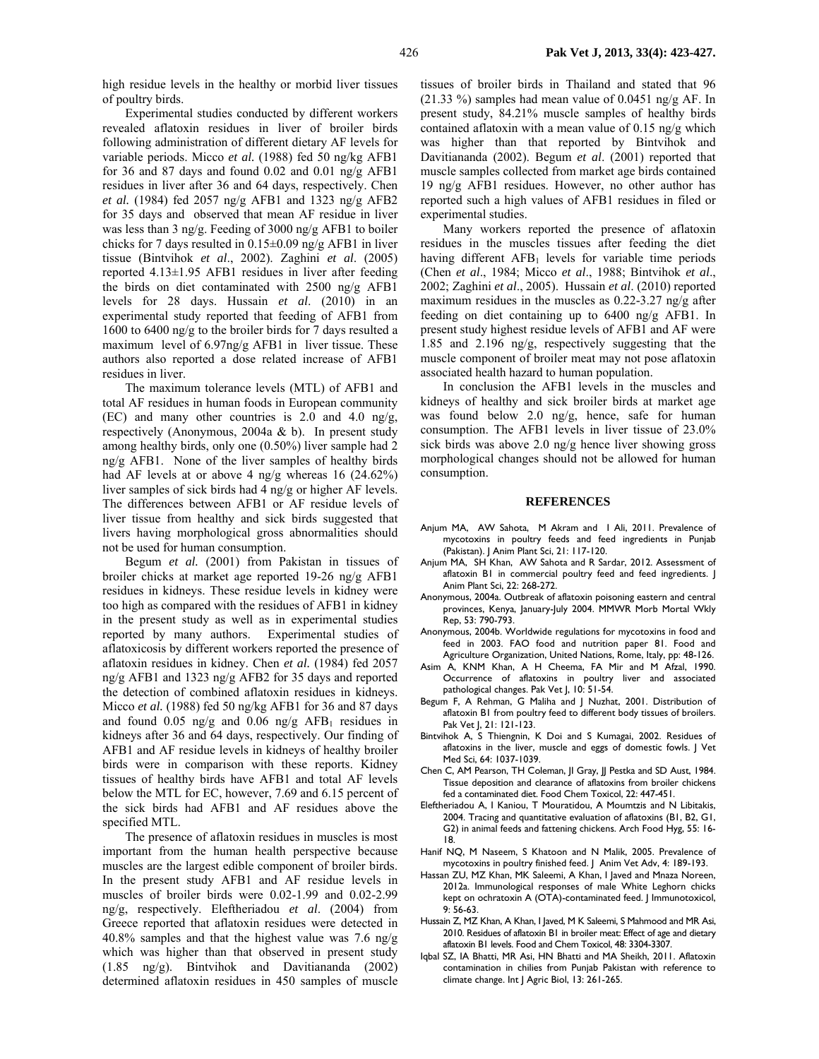high residue levels in the healthy or morbid liver tissues of poultry birds.

Experimental studies conducted by different workers revealed aflatoxin residues in liver of broiler birds following administration of different dietary AF levels for variable periods. Micco *et al.* (1988) fed 50 ng/kg AFB1 for 36 and 87 days and found 0.02 and 0.01 ng/g AFB1 residues in liver after 36 and 64 days, respectively. Chen *et al.* (1984) fed 2057 ng/g AFB1 and 1323 ng/g AFB2 for 35 days and observed that mean AF residue in liver was less than 3 ng/g. Feeding of 3000 ng/g AFB1 to boiler chicks for 7 days resulted in 0.15±0.09 ng/g AFB1 in liver tissue (Bintvihok *et al*., 2002). Zaghini *et al*. (2005) reported 4.13±1.95 AFB1 residues in liver after feeding the birds on diet contaminated with 2500 ng/g AFB1 levels for 28 days. Hussain *et al*. (2010) in an experimental study reported that feeding of AFB1 from 1600 to 6400 ng/g to the broiler birds for 7 days resulted a maximum level of 6.97ng/g AFB1 in liver tissue. These authors also reported a dose related increase of AFB1 residues in liver.

The maximum tolerance levels (MTL) of AFB1 and total AF residues in human foods in European community (EC) and many other countries is 2.0 and 4.0 ng/g, respectively (Anonymous, 2004a & b). In present study among healthy birds, only one (0.50%) liver sample had 2 ng/g AFB1. None of the liver samples of healthy birds had AF levels at or above 4 ng/g whereas 16 (24.62%) liver samples of sick birds had 4 ng/g or higher AF levels. The differences between AFB1 or AF residue levels of liver tissue from healthy and sick birds suggested that livers having morphological gross abnormalities should not be used for human consumption.

Begum *et al.* (2001) from Pakistan in tissues of broiler chicks at market age reported 19-26 ng/g AFB1 residues in kidneys. These residue levels in kidney were too high as compared with the residues of AFB1 in kidney in the present study as well as in experimental studies reported by many authors. Experimental studies of aflatoxicosis by different workers reported the presence of aflatoxin residues in kidney. Chen *et al.* (1984) fed 2057 ng/g AFB1 and 1323 ng/g AFB2 for 35 days and reported the detection of combined aflatoxin residues in kidneys. Micco *et al.* (1988) fed 50 ng/kg AFB1 for 36 and 87 days and found 0.05 ng/g and 0.06 ng/g $AFB_1$ residues in kidneys after 36 and 64 days, respectively. Our finding of AFB1 and AF residue levels in kidneys of healthy broiler birds were in comparison with these reports. Kidney tissues of healthy birds have AFB1 and total AF levels below the MTL for EC, however, 7.69 and 6.15 percent of the sick birds had AFB1 and AF residues above the specified MTL.

The presence of aflatoxin residues in muscles is most important from the human health perspective because muscles are the largest edible component of broiler birds. In the present study AFB1 and AF residue levels in muscles of broiler birds were 0.02-1.99 and 0.02-2.99 ng/g, respectively. Eleftheriadou *et al*. (2004) from Greece reported that aflatoxin residues were detected in 40.8% samples and that the highest value was 7.6 ng/g which was higher than that observed in present study (1.85 ng/g). Bintvihok and Davitiananda (2002) determined aflatoxin residues in 450 samples of muscle tissues of broiler birds in Thailand and stated that 96 (21.33 %) samples had mean value of 0.0451 ng/g AF. In present study, 84.21% muscle samples of healthy birds contained aflatoxin with a mean value of 0.15 ng/g which was higher than that reported by Bintvihok and Davitiananda (2002). Begum *et al*. (2001) reported that muscle samples collected from market age birds contained 19 ng/g AFB1 residues. However, no other author has reported such a high values of AFB1 residues in filed or experimental studies.

Many workers reported the presence of aflatoxin residues in the muscles tissues after feeding the diet having different $AFB_1$ levels for variable time periods (Chen *et al*., 1984; Micco *et al*., 1988; Bintvihok *et al*., 2002; Zaghini *et al*., 2005). Hussain *et al*. (2010) reported maximum residues in the muscles as 0.22-3.27 ng/g after feeding on diet containing up to 6400 ng/g AFB1. In present study highest residue levels of AFB1 and AF were 1.85 and 2.196 ng/g, respectively suggesting that the muscle component of broiler meat may not pose aflatoxin associated health hazard to human population.

In conclusion the AFB1 levels in the muscles and kidneys of healthy and sick broiler birds at market age was found below 2.0 ng/g, hence, safe for human consumption. The AFB1 levels in liver tissue of 23.0% sick birds was above 2.0 ng/g hence liver showing gross morphological changes should not be allowed for human consumption.

## REFERENCES

Anjum MA, AW Sahota, M Akram and I Ali, 2011. Prevalence of mycotoxins in poultry feeds and feed ingredients in Punjab (Pakistan). J Anim Plant Sci, 21: 117-120.

Anjum MA, SH Khan, AW Sahota and R Sardar, 2012. Assessment of aflatoxin B1 in commercial poultry feed and feed ingredients. J Anim Plant Sci, 22: 268-272.

Anonymous, 2004a. Outbreak of aflatoxin poisoning eastern and central provinces, Kenya, January-July 2004. MMWR Morb Mortal Wkly Rep, 53: 790-793.

Anonymous, 2004b. Worldwide regulations for mycotoxins in food and feed in 2003. FAO food and nutrition paper 81. Food and Agriculture Organization, United Nations, Rome, Italy, pp: 48-126.

Asim A, KNM Khan, A H Cheema, FA Mir and M Afzal, 1990. Occurrence of aflatoxins in poultry liver and associated pathological changes. Pak Vet J, 10: 51-54.

Begum F, A Rehman, G Maliha and J Nuzhat, 2001. Distribution of aflatoxin B1 from poultry feed to different body tissues of broilers. Pak Vet J, 21: 121-123.

Bintvihok A, S Thiengnin, K Doi and S Kumagai, 2002. Residues of aflatoxins in the liver, muscle and eggs of domestic fowls. J Vet Med Sci, 64: 1037-1039.

Chen C, AM Pearson, TH Coleman, JI Gray, JJ Pestka and SD Aust, 1984. Tissue deposition and clearance of aflatoxins from broiler chickens fed a contaminated diet. Food Chem Toxicol, 22: 447-451.

Eleftheriadou A, I Kaniou, T Mouratidou, A Moumtzis and N Libitakis, 2004. Tracing and quantitative evaluation of aflatoxins (B1, B2, G1, G2) in animal feeds and fattening chickens. Arch Food Hyg, 55: 16-18.

Hanif NQ, M Naseem, S Khatoon and N Malik, 2005. Prevalence of mycotoxins in poultry finished feed. J Anim Vet Adv, 4: 189-193.

Hassan ZU, MZ Khan, MK Saleemi, A Khan, I Javed and Mnaza Noreen, 2012a. Immunological responses of male White Leghorn chicks kept on ochratoxin A (OTA)-contaminated feed. J Immunotoxicol, 9: 56-63.

Hussain Z, MZ Khan, A Khan, I Javed, M K Saleemi, S Mahmood and MR Asi, 2010. Residues of aflatoxin B1 in broiler meat: Effect of age and dietary aflatoxin B1 levels. Food and Chem Toxicol, 48: 3304-3307.

Iqbal SZ, IA Bhatti, MR Asi, HN Bhatti and MA Sheikh, 2011. Aflatoxin contamination in chilies from Punjab Pakistan with reference to climate change. Int J Agric Biol, 13: 261-265.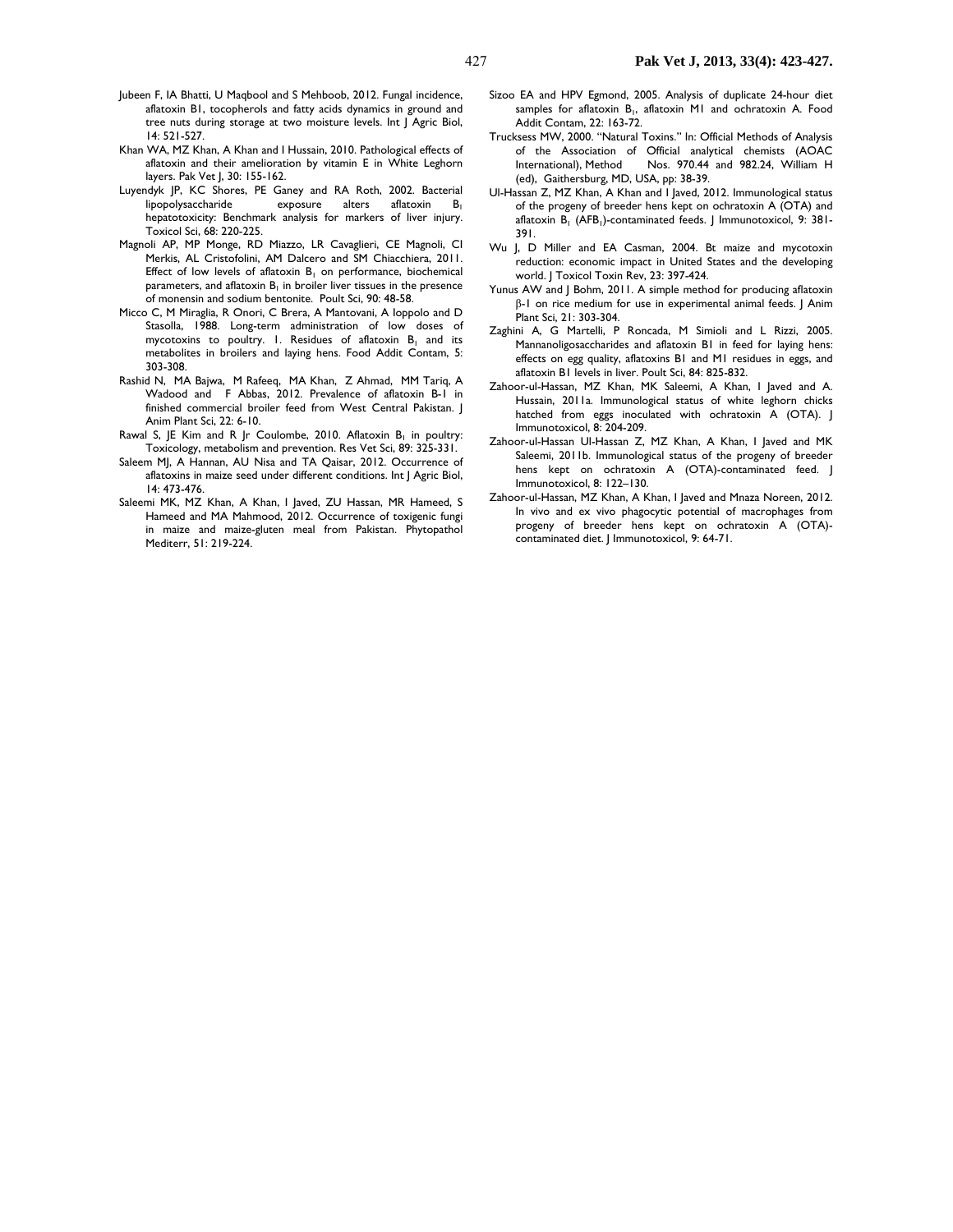Jubeen F, IA Bhatti, U Maqbool and S Mehboob, 2012. Fungal incidence, aflatoxin B1, tocopherols and fatty acids dynamics in ground and tree nuts during storage at two moisture levels. Int J Agric Biol, 14: 521-527.

Khan WA, MZ Khan, A Khan and I Hussain, 2010. Pathological effects of aflatoxin and their amelioration by vitamin E in White Leghorn layers. Pak Vet J, 30: 155-162.

Luyendyk JP, KC Shores, PE Ganey and RA Roth, 2002. Bacterial lipopolysaccharide exposure alters aflatoxin $B_1$ hepatotoxicity: Benchmark analysis for markers of liver injury. Toxicol Sci, 68: 220-225.

Magnoli AP, MP Monge, RD Miazzo, LR Cavaglieri, CE Magnoli, CI Merkis, AL Cristofolini, AM Dalcero and SM Chiacchiera, 2011. Effect of low levels of aflatoxin $B_1$ on performance, biochemical parameters, and aflatoxin $B_1$ in broiler liver tissues in the presence of monensin and sodium bentonite. Poult Sci, 90: 48-58.

Micco C, M Miraglia, R Onori, C Brera, A Mantovani, A Ioppolo and D Stasolla, 1988. Long-term administration of low doses of mycotoxins to poultry. 1. Residues of aflatoxin $B_1$ and its metabolites in broilers and laying hens. Food Addit Contam, 5: 303-308.

Rashid N, MA Bajwa, M Rafeeq, MA Khan, Z Ahmad, MM Tariq, A Wadood and F Abbas, 2012. Prevalence of aflatoxin B-1 in finished commercial broiler feed from West Central Pakistan. J Anim Plant Sci, 22: 6-10.

Rawal S, JE Kim and R Jr Coulombe, 2010. Aflatoxin $B_1$ in poultry: Toxicology, metabolism and prevention. Res Vet Sci, 89: 325-331.

Saleem MJ, A Hannan, AU Nisa and TA Qaisar, 2012. Occurrence of aflatoxins in maize seed under different conditions. Int J Agric Biol, 14: 473-476.

Saleemi MK, MZ Khan, A Khan, I Javed, ZU Hassan, MR Hameed, S Hameed and MA Mahmood, 2012. Occurrence of toxigenic fungi in maize and maize-gluten meal from Pakistan. Phytopathol Mediterr, 51: 219-224.

Sizoo EA and HPV Egmond, 2005. Analysis of duplicate 24-hour diet samples for aflatoxin $B_1$, aflatoxin M1 and ochratoxin A. Food Addit Contam, 22: 163-72.

Trucksess MW, 2000. "Natural Toxins." In: Official Methods of Analysis of the Association of Official analytical chemists (AOAC International), Method Nos. 970.44 and 982.24, William H (ed), Gaithersburg, MD, USA, pp: 38-39.

Ul-Hassan Z, MZ Khan, A Khan and I Javed, 2012. Immunological status of the progeny of breeder hens kept on ochratoxin A (OTA) and aflatoxin $B_1$ ($AFB_1$)-contaminated feeds. J Immunotoxicol, 9: 381-391.

Wu J, D Miller and EA Casman, 2004. Bt maize and mycotoxin reduction: economic impact in United States and the developing world. J Toxicol Toxin Rev, 23: 397-424.

Yunus AW and J Bohm, 2011. A simple method for producing aflatoxin β-1 on rice medium for use in experimental animal feeds. J Anim Plant Sci, 21: 303-304.

Zaghini A, G Martelli, P Roncada, M Simioli and L Rizzi, 2005. Mannanoligosaccharides and aflatoxin B1 in feed for laying hens: effects on egg quality, aflatoxins B1 and M1 residues in eggs, and aflatoxin B1 levels in liver. Poult Sci, 84: 825-832.

Zahoor-ul-Hassan, MZ Khan, MK Saleemi, A Khan, I Javed and A. Hussain, 2011a. Immunological status of white leghorn chicks hatched from eggs inoculated with ochratoxin A (OTA). J Immunotoxicol, 8: 204-209.

Zahoor-ul-Hassan Ul-Hassan Z, MZ Khan, A Khan, I Javed and MK Saleemi, 2011b. Immunological status of the progeny of breeder hens kept on ochratoxin A (OTA)-contaminated feed. J Immunotoxicol, 8: 122–130.

Zahoor-ul-Hassan, MZ Khan, A Khan, I Javed and Mnaza Noreen, 2012. In vivo and ex vivo phagocytic potential of macrophages from progeny of breeder hens kept on ochratoxin A (OTA)-contaminated diet. J Immunotoxicol, 9: 64-71.